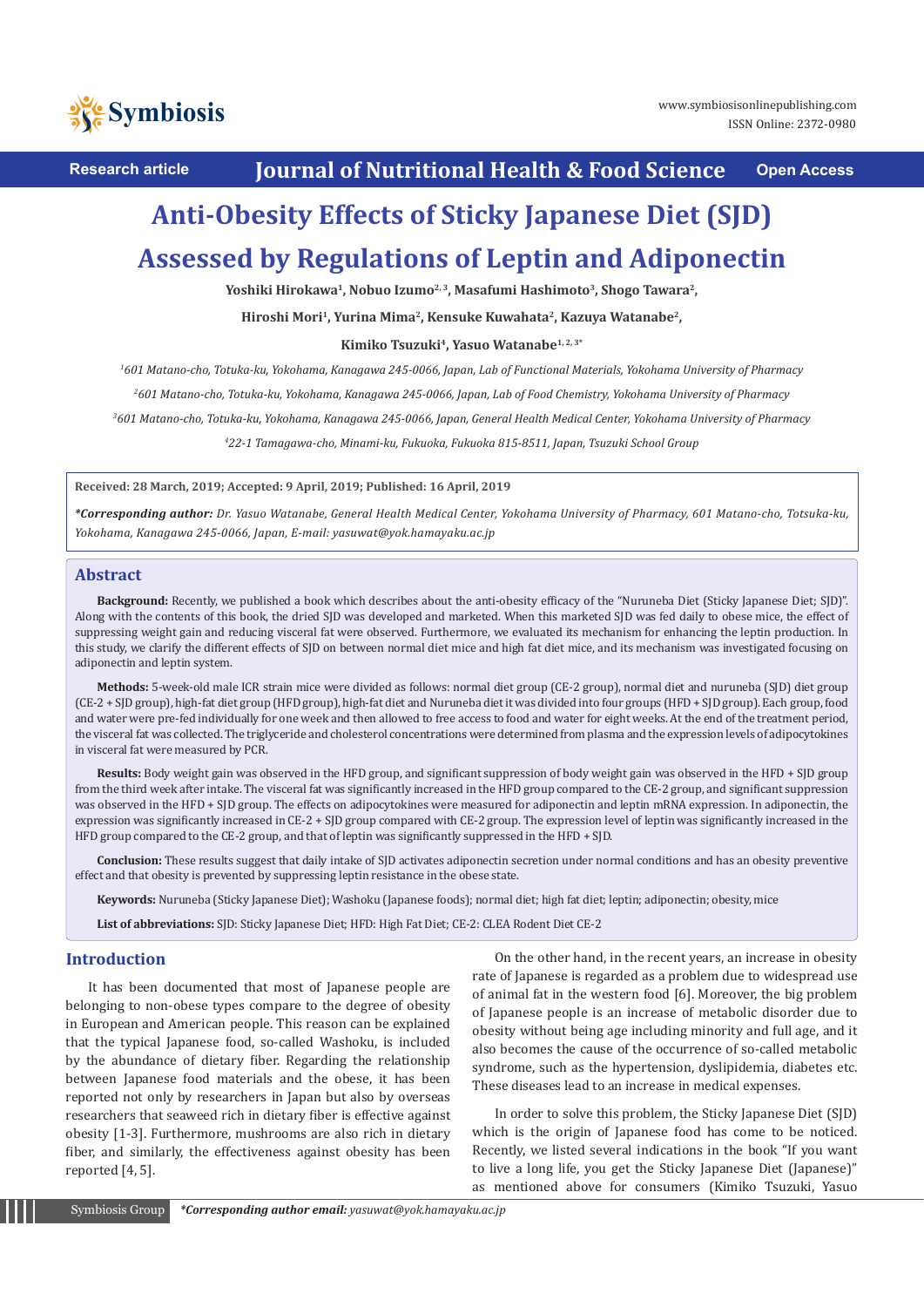Research article

Journal of Nutritional Health & Food Science

Open Access

# Anti-Obesity Effects of Sticky Japanese Diet (SJD) Assessed by Regulations of Leptin and Adiponectin

**Yoshiki Hirokawa[1], Nobuo Izumo[2, 3], Masafumi Hashimoto[3], Shogo Tawara[2], Hiroshi Mori[1], Yurina Mima[2], Kensuke Kuwahata[2], Kazuya Watanabe[2], Kimiko Tsuzuki[4], Yasuo Watanabe[1, 2, 3*]**

[1]*601 Matano-cho, Totuka-ku, Yokohama, Kanagawa 245-0066, Japan, Lab of Functional Materials, Yokohama University of Pharmacy*

[2]*601 Matano-cho, Totuka-ku, Yokohama, Kanagawa 245-0066, Japan, Lab of Food Chemistry, Yokohama University of Pharmacy*

[3]*601 Matano-cho, Totuka-ku, Yokohama, Kanagawa 245-0066, Japan, General Health Medical Center, Yokohama University of Pharmacy*

[4]*22-1 Tamagawa-cho, Minami-ku, Fukuoka, Fukuoka 815-8511, Japan, Tsuzuki School Group*

**Received: 28 March, 2019; Accepted: 9 April, 2019; Published: 16 April, 2019**

***Corresponding author:** *Dr. Yasuo Watanabe, General Health Medical Center, Yokohama University of Pharmacy, 601 Matano-cho, Totsuka-ku, Yokohama, Kanagawa 245-0066, Japan, E-mail: yasuwat@yok.hamayaku.ac.jp*

## Abstract

**Background:** Recently, we published a book which describes about the anti-obesity efficacy of the "Nuruneba Diet (Sticky Japanese Diet; SJD)". Along with the contents of this book, the dried SJD was developed and marketed. When this marketed SJD was fed daily to obese mice, the effect of suppressing weight gain and reducing visceral fat were observed. Furthermore, we evaluated its mechanism for enhancing the leptin production. In this study, we clarify the different effects of SJD on between normal diet mice and high fat diet mice, and its mechanism was investigated focusing on adiponectin and leptin system.

**Methods:** 5-week-old male ICR strain mice were divided as follows: normal diet group (CE-2 group), normal diet and nuruneba (SJD) diet group (CE-2 + SJD group), high-fat diet group (HFD group), high-fat diet and Nuruneba diet it was divided into four groups (HFD + SJD group). Each group, food and water were pre-fed individually for one week and then allowed to free access to food and water for eight weeks. At the end of the treatment period, the visceral fat was collected. The triglyceride and cholesterol concentrations were determined from plasma and the expression levels of adipocytokines in visceral fat were measured by PCR.

**Results:** Body weight gain was observed in the HFD group, and significant suppression of body weight gain was observed in the HFD + SJD group from the third week after intake. The visceral fat was significantly increased in the HFD group compared to the CE-2 group, and significant suppression was observed in the HFD + SJD group. The effects on adipocytokines were measured for adiponectin and leptin mRNA expression. In adiponectin, the expression was significantly increased in CE-2 + SJD group compared with CE-2 group. The expression level of leptin was significantly increased in the HFD group compared to the CE-2 group, and that of leptin was significantly suppressed in the HFD + SJD.

**Conclusion:** These results suggest that daily intake of SJD activates adiponectin secretion under normal conditions and has an obesity preventive effect and that obesity is prevented by suppressing leptin resistance in the obese state.

**Keywords:** Nuruneba (Sticky Japanese Diet); Washoku (Japanese foods); normal diet; high fat diet; leptin; adiponectin; obesity, mice

**List of abbreviations:** SJD: Sticky Japanese Diet; HFD: High Fat Diet; CE-2: CLEA Rodent Diet CE-2

## Introduction

It has been documented that most of Japanese people are belonging to non-obese types compare to the degree of obesity in European and American people. This reason can be explained that the typical Japanese food, so-called Washoku, is included by the abundance of dietary fiber. Regarding the relationship between Japanese food materials and the obese, it has been reported not only by researchers in Japan but also by overseas researchers that seaweed rich in dietary fiber is effective against obesity [1-3]. Furthermore, mushrooms are also rich in dietary fiber, and similarly, the effectiveness against obesity has been reported [4, 5].

On the other hand, in the recent years, an increase in obesity rate of Japanese is regarded as a problem due to widespread use of animal fat in the western food [6]. Moreover, the big problem of Japanese people is an increase of metabolic disorder due to obesity without being age including minority and full age, and it also becomes the cause of the occurrence of so-called metabolic syndrome, such as the hypertension, dyslipidemia, diabetes etc. These diseases lead to an increase in medical expenses.

In order to solve this problem, the Sticky Japanese Diet (SJD) which is the origin of Japanese food has come to be noticed. Recently, we listed several indications in the book "If you want to live a long life, you get the Sticky Japanese Diet (Japanese)" as mentioned above for consumers (Kimiko Tsuzuki, Yasuo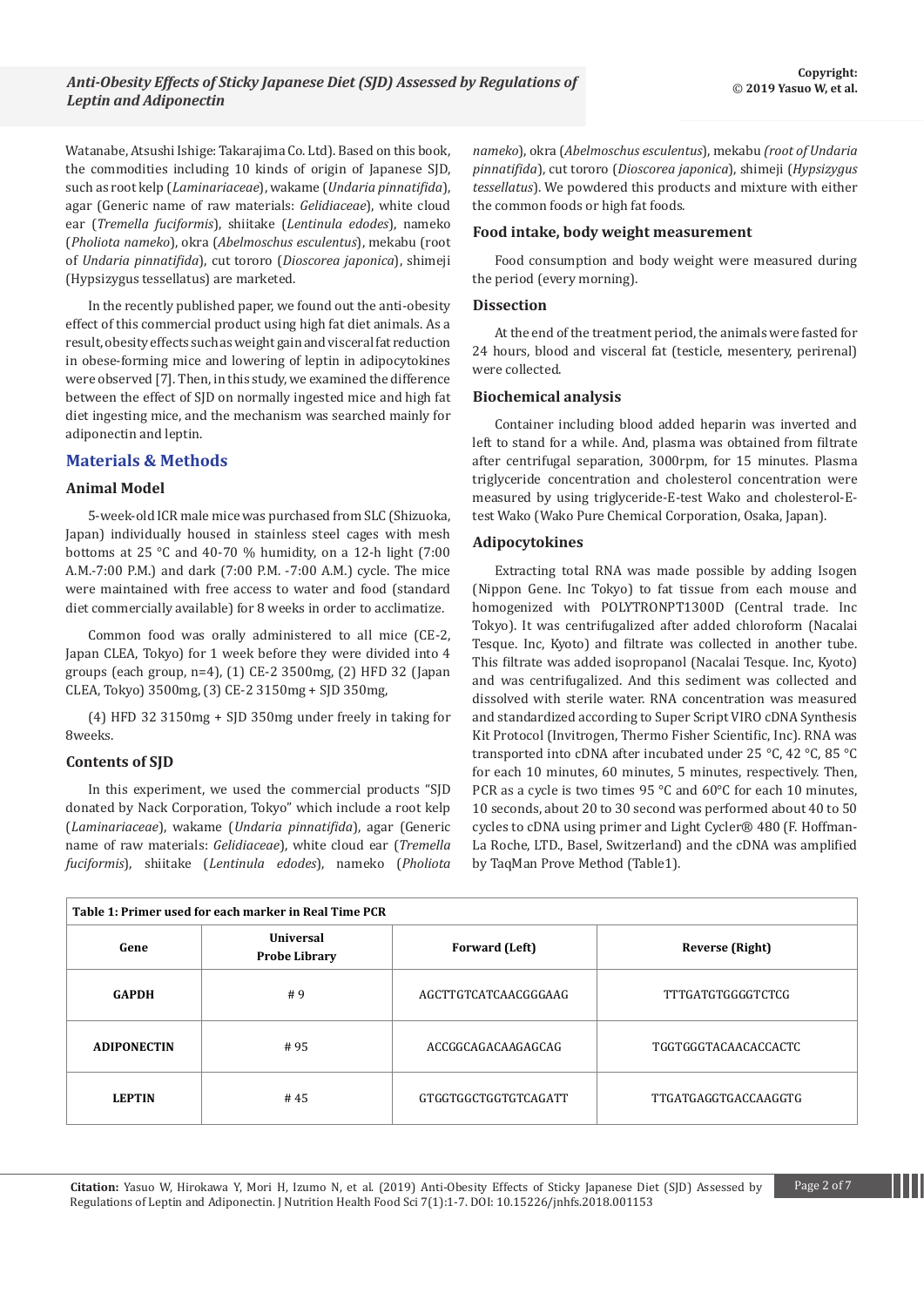Watanabe, Atsushi Ishige: Takarajima Co. Ltd). Based on this book, the commodities including 10 kinds of origin of Japanese SJD, such as root kelp (*Laminariaceae*), wakame (*Undaria pinnatifida*), agar (Generic name of raw materials: *Gelidiaceae*), white cloud ear (*Tremella fuciformis*), shiitake (*Lentinula edodes*), nameko (*Pholiota nameko*), okra (*Abelmoschus esculentus*), mekabu (root of *Undaria pinnatifida*), cut tororo (*Dioscorea japonica*), shimeji (Hypsizygus tessellatus) are marketed.

In the recently published paper, we found out the anti-obesity effect of this commercial product using high fat diet animals. As a result, obesity effects such as weight gain and visceral fat reduction in obese-forming mice and lowering of leptin in adipocytokines were observed [7]. Then, in this study, we examined the difference between the effect of SJD on normally ingested mice and high fat diet ingesting mice, and the mechanism was searched mainly for adiponectin and leptin.

## Materials & Methods

### Animal Model

5-week-old ICR male mice was purchased from SLC (Shizuoka, Japan) individually housed in stainless steel cages with mesh bottoms at 25 °C and 40-70 % humidity, on a 12-h light (7:00 A.M.-7:00 P.M.) and dark (7:00 P.M. -7:00 A.M.) cycle. The mice were maintained with free access to water and food (standard diet commercially available) for 8 weeks in order to acclimatize.

Common food was orally administered to all mice (CE-2, Japan CLEA, Tokyo) for 1 week before they were divided into 4 groups (each group, n=4), (1) CE-2 3500mg, (2) HFD 32 (Japan CLEA, Tokyo) 3500mg, (3) CE-2 3150mg + SJD 350mg,

(4) HFD 32 3150mg + SJD 350mg under freely in taking for 8weeks.

### Contents of SJD

In this experiment, we used the commercial products "SJD donated by Nack Corporation, Tokyo" which include a root kelp (*Laminariaceae*), wakame (*Undaria pinnatifida*), agar (Generic name of raw materials: *Gelidiaceae*), white cloud ear (*Tremella fuciformis*), shiitake (*Lentinula edodes*), nameko (*Pholiota nameko*), okra (*Abelmoschus esculentus*), mekabu *(root of Undaria pinnatifida*), cut tororo (*Dioscorea japonica*), shimeji (*Hypsizygus tessellatus*). We powdered this products and mixture with either the common foods or high fat foods.

### Food intake, body weight measurement

Food consumption and body weight were measured during the period (every morning).

### Dissection

At the end of the treatment period, the animals were fasted for 24 hours, blood and visceral fat (testicle, mesentery, perirenal) were collected.

### Biochemical analysis

Container including blood added heparin was inverted and left to stand for a while. And, plasma was obtained from filtrate after centrifugal separation, 3000rpm, for 15 minutes. Plasma triglyceride concentration and cholesterol concentration were measured by using triglyceride-E-test Wako and cholesterol-E-test Wako (Wako Pure Chemical Corporation, Osaka, Japan).

### Adipocytokines

Extracting total RNA was made possible by adding Isogen (Nippon Gene. Inc Tokyo) to fat tissue from each mouse and homogenized with POLYTRONPT1300D (Central trade. Inc Tokyo). It was centrifugalized after added chloroform (Nacalai Tesque. Inc, Kyoto) and filtrate was collected in another tube. This filtrate was added isopropanol (Nacalai Tesque. Inc, Kyoto) and was centrifugalized. And this sediment was collected and dissolved with sterile water. RNA concentration was measured and standardized according to Super Script VIRO cDNA Synthesis Kit Protocol (Invitrogen, Thermo Fisher Scientific, Inc). RNA was transported into cDNA after incubated under 25 °C, 42 °C, 85 °C for each 10 minutes, 60 minutes, 5 minutes, respectively. Then, PCR as a cycle is two times 95 °C and 60°C for each 10 minutes, 10 seconds, about 20 to 30 second was performed about 40 to 50 cycles to cDNA using primer and Light Cycler® 480 (F. Hoffman-La Roche, LTD., Basel, Switzerland) and the cDNA was amplified by TaqMan Prove Method (Table1).

**Table 1: Primer used for each marker in Real Time PCR**

| Gene | Universal Probe Library | Forward (Left) | Reverse (Right) |
|---|---|---|---|
| **GAPDH** | # 9 | AGCTTGTCATCAACGGGAAG | TTTGATGTGGGGTCTCG |
| **ADIPONECTIN** | # 95 | ACCGGCAGACAAGAGCAG | TGGTGGGTACAACACCACTC |
| **LEPTIN** | # 45 | GTGGTGGCTGGTGTCAGATT | TTGATGAGGTGACCAAGGTG |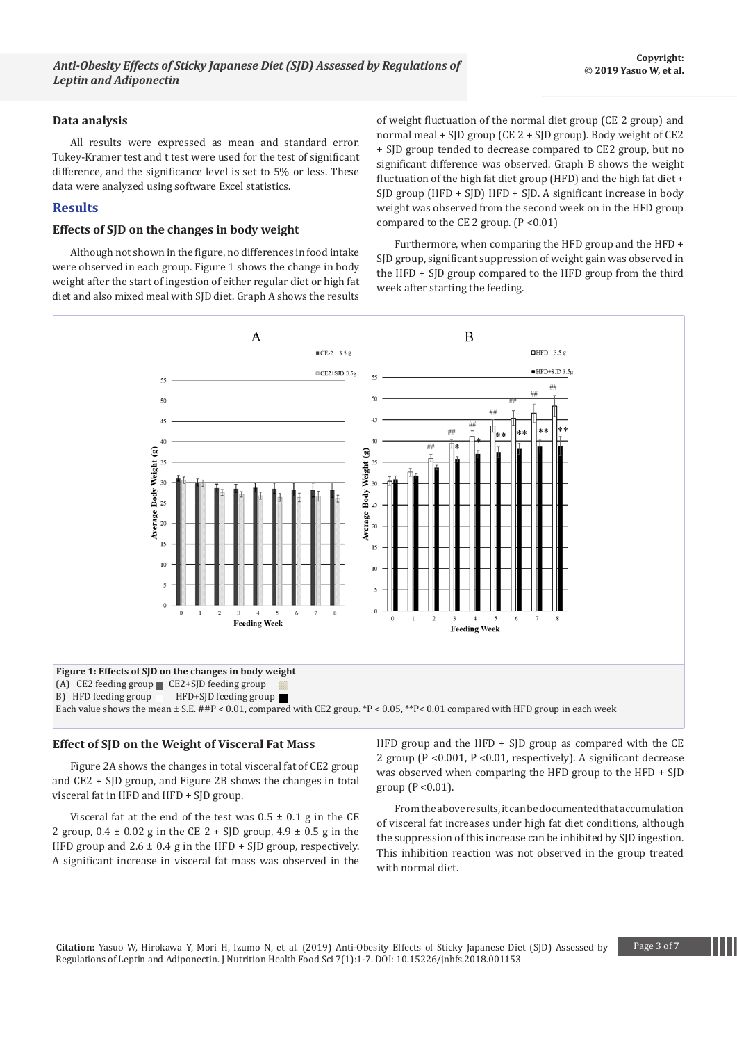### Data analysis

All results were expressed as mean and standard error. Tukey-Kramer test and t test were used for the test of significant difference, and the significance level is set to 5% or less. These data were analyzed using software Excel statistics.

## Results

### Effects of SJD on the changes in body weight

Although not shown in the figure, no differences in food intake were observed in each group. Figure 1 shows the change in body weight after the start of ingestion of either regular diet or high fat diet and also mixed meal with SJD diet. Graph A shows the results of weight fluctuation of the normal diet group (CE 2 group) and normal meal + SJD group (CE 2 + SJD group). Body weight of CE2 + SJD group tended to decrease compared to CE2 group, but no significant difference was observed. Graph B shows the weight fluctuation of the high fat diet group (HFD) and the high fat diet + SJD group (HFD + SJD) HFD + SJD. A significant increase in body weight was observed from the second week on in the HFD group compared to the CE 2 group. (P <0.01)

Furthermore, when comparing the HFD group and the HFD + SJD group, significant suppression of weight gain was observed in the HFD + SJD group compared to the HFD group from the third week after starting the feeding.

A

■CE-2 3.5 g

□CE2+SJD 3.5g

Average Body Weight (g)

Feeding Week

B

□HFD 3.5 g

■HFD+SJD 3.5g

Average Body Weight (g)

Feeding Week

**Figure 1: Effects of SJD on the changes in body weight**

(A) CE2 feeding group CE2+SJD feeding group

B) HFD feeding group HFD+SJD feeding group

Each value shows the mean ± S.E. ##P < 0.01, compared with CE2 group. *P < 0.05, **P< 0.01 compared with HFD group in each week

### Effect of SJD on the Weight of Visceral Fat Mass

Figure 2A shows the changes in total visceral fat of CE2 group and CE2 + SJD group, and Figure 2B shows the changes in total visceral fat in HFD and HFD + SJD group.

Visceral fat at the end of the test was 0.5 ± 0.1 g in the CE 2 group, 0.4 ± 0.02 g in the CE 2 + SJD group, 4.9 ± 0.5 g in the HFD group and 2.6 ± 0.4 g in the HFD + SJD group, respectively. A significant increase in visceral fat mass was observed in the HFD group and the HFD + SJD group as compared with the CE 2 group (P <0.001, P <0.01, respectively). A significant decrease was observed when comparing the HFD group to the HFD + SJD group (P <0.01).

From the above results, it can be documented that accumulation of visceral fat increases under high fat diet conditions, although the suppression of this increase can be inhibited by SJD ingestion. This inhibition reaction was not observed in the group treated with normal diet.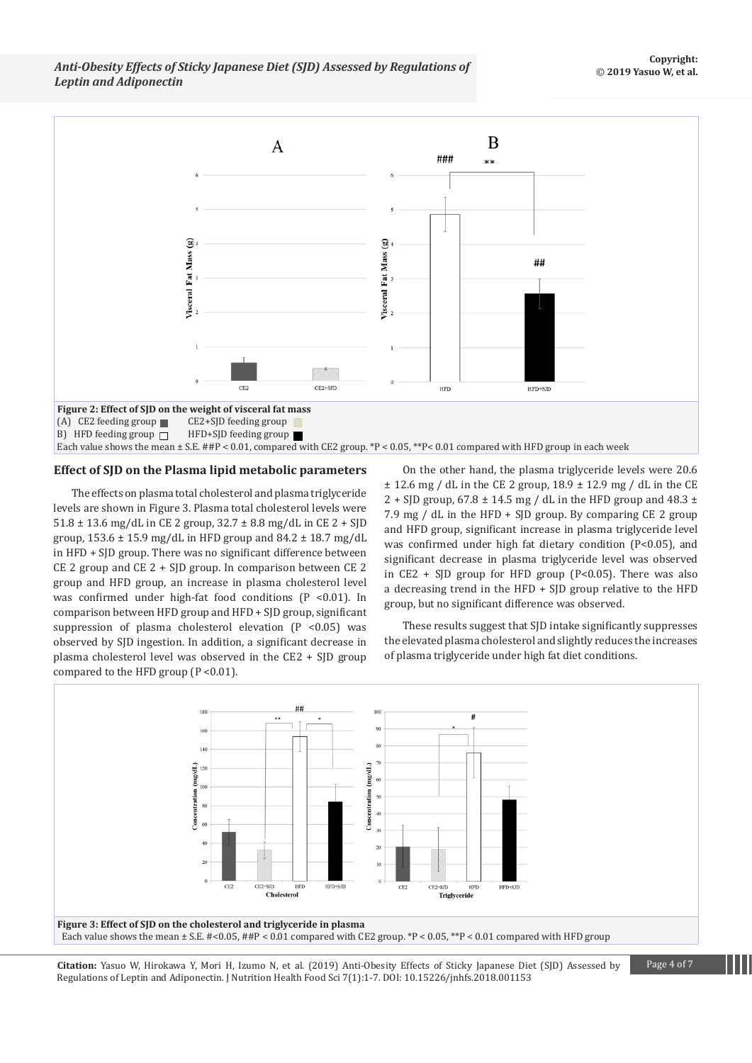A

Visceral Fat Mass (g)

6
5
4
3
2
1
0

CE2
CE2+SJD

B

###
**

##

Visceral Fat Mass (g)

6
5
4
3
2
1
0

HFD
HFD+SJD

**Figure 2: Effect of SJD on the weight of visceral fat mass**

(A) CE2 feeding group CE2+SJD feeding group

B) HFD feeding group HFD+SJD feeding group

Each value shows the mean ± S.E. ##P < 0.01, compared with CE2 group. *P < 0.05, **P< 0.01 compared with HFD group in each week

### Effect of SJD on the Plasma lipid metabolic parameters

The effects on plasma total cholesterol and plasma triglyceride levels are shown in Figure 3. Plasma total cholesterol levels were 51.8 ± 13.6 mg/dL in CE 2 group, 32.7 ± 8.8 mg/dL in CE 2 + SJD group, 153.6 ± 15.9 mg/dL in HFD group and 84.2 ± 18.7 mg/dL in HFD + SJD group. There was no significant difference between CE 2 group and CE 2 + SJD group. In comparison between CE 2 group and HFD group, an increase in plasma cholesterol level was confirmed under high-fat food conditions (P <0.01). In comparison between HFD group and HFD + SJD group, significant suppression of plasma cholesterol elevation (P <0.05) was observed by SJD ingestion. In addition, a significant decrease in plasma cholesterol level was observed in the CE2 + SJD group compared to the HFD group (P <0.01).

On the other hand, the plasma triglyceride levels were 20.6 ± 12.6 mg / dL in the CE 2 group, 18.9 ± 12.9 mg / dL in the CE 2 + SJD group, 67.8 ± 14.5 mg / dL in the HFD group and 48.3 ± 7.9 mg / dL in the HFD + SJD group. By comparing CE 2 group and HFD group, significant increase in plasma triglyceride level was confirmed under high fat dietary condition (P<0.05), and significant decrease in plasma triglyceride level was observed in CE2 + SJD group for HFD group (P<0.05). There was also a decreasing trend in the HFD + SJD group relative to the HFD group, but no significant difference was observed.

These results suggest that SJD intake significantly suppresses the elevated plasma cholesterol and slightly reduces the increases of plasma triglyceride under high fat diet conditions.

Concentration (mg/dL)

180
160
140
120
100
80
60
40
20
0

##
**
*

CE2
CE2+SJD
HFD
HFD+SJD

Cholesterol

Concentration (mg/dL)

100
90
80
70
60
50
40
30
20
10
0

#
*

CE2
CE2+SJD
HFD
HFD+SJD

Triglyceride

**Figure 3: Effect of SJD on the cholesterol and triglyceride in plasma**

Each value shows the mean ± S.E. #<0.05, ##P < 0.01 compared with CE2 group. *P < 0.05, **P < 0.01 compared with HFD group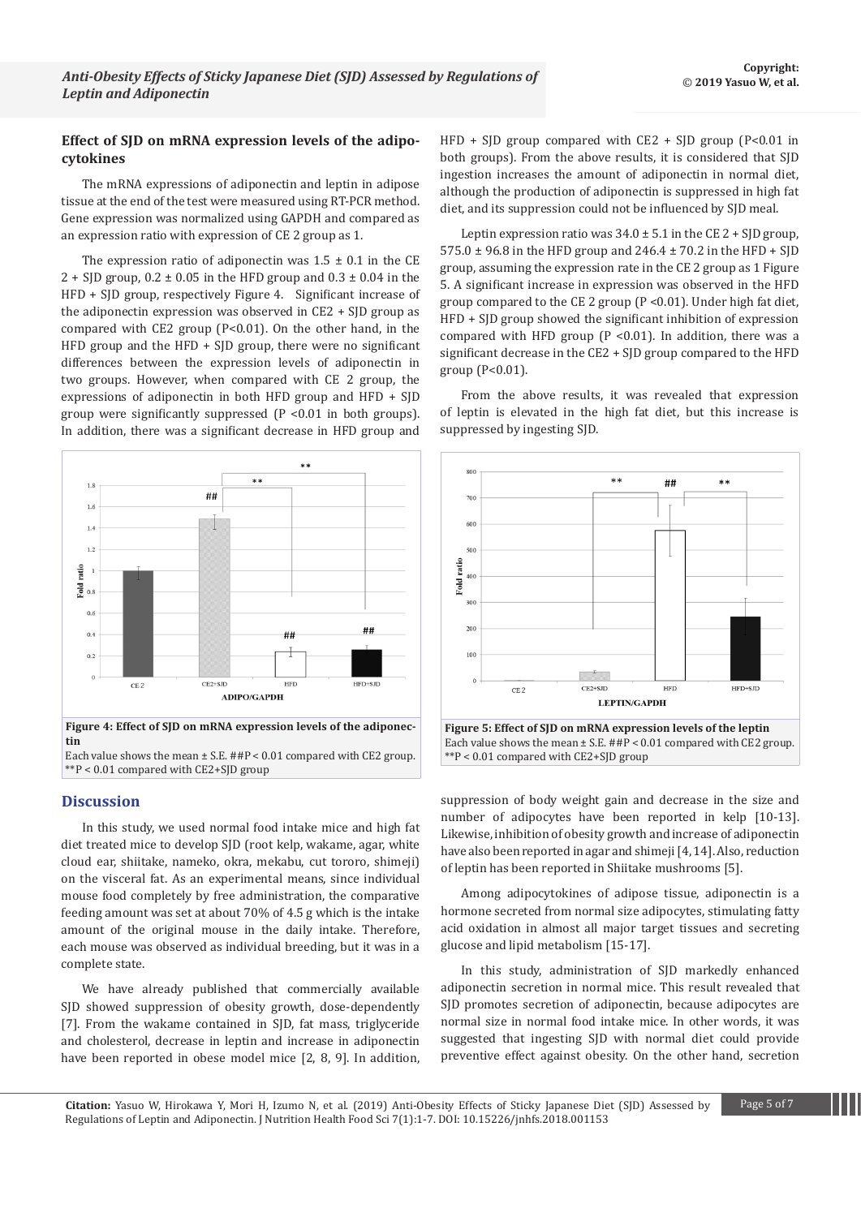### Effect of SJD on mRNA expression levels of the adipocytokines

The mRNA expressions of adiponectin and leptin in adipose tissue at the end of the test were measured using RT-PCR method. Gene expression was normalized using GAPDH and compared as an expression ratio with expression of CE 2 group as 1.

The expression ratio of adiponectin was 1.5 ± 0.1 in the CE 2 + SJD group, 0.2 ± 0.05 in the HFD group and 0.3 ± 0.04 in the HFD + SJD group, respectively Figure 4. Significant increase of the adiponectin expression was observed in CE2 + SJD group as compared with CE2 group (P<0.01). On the other hand, in the HFD group and the HFD + SJD group, there were no significant differences between the expression levels of adiponectin in two groups. However, when compared with CE 2 group, the expressions of adiponectin in both HFD group and HFD + SJD group were significantly suppressed (P <0.01 in both groups). In addition, there was a significant decrease in HFD group and HFD + SJD group compared with CE2 + SJD group (P<0.01 in both groups). From the above results, it is considered that SJD ingestion increases the amount of adiponectin in normal diet, although the production of adiponectin is suppressed in high fat diet, and its suppression could not be influenced by SJD meal.

**Figure 4: Effect of SJD on mRNA expression levels of the adiponectin**
Each value shows the mean ± S.E. ##P < 0.01 compared with CE2 group. **P < 0.01 compared with CE2+SJD group

Leptin expression ratio was 34.0 ± 5.1 in the CE 2 + SJD group, 575.0 ± 96.8 in the HFD group and 246.4 ± 70.2 in the HFD + SJD group, assuming the expression rate in the CE 2 group as 1 Figure 5. A significant increase in expression was observed in the HFD group compared to the CE 2 group (P <0.01). Under high fat diet, HFD + SJD group showed the significant inhibition of expression compared with HFD group (P <0.01). In addition, there was a significant decrease in the CE2 + SJD group compared to the HFD group (P<0.01).

From the above results, it was revealed that expression of leptin is elevated in the high fat diet, but this increase is suppressed by ingesting SJD.

**Figure 5: Effect of SJD on mRNA expression levels of the leptin**
Each value shows the mean ± S.E. ##P < 0.01 compared with CE2 group. **P < 0.01 compared with CE2+SJD group

## Discussion

In this study, we used normal food intake mice and high fat diet treated mice to develop SJD (root kelp, wakame, agar, white cloud ear, shiitake, nameko, okra, mekabu, cut tororo, shimeji) on the visceral fat. As an experimental means, since individual mouse food completely by free administration, the comparative feeding amount was set at about 70% of 4.5 g which is the intake amount of the original mouse in the daily intake. Therefore, each mouse was observed as individual breeding, but it was in a complete state.

We have already published that commercially available SJD showed suppression of obesity growth, dose-dependently [7]. From the wakame contained in SJD, fat mass, triglyceride and cholesterol, decrease in leptin and increase in adiponectin have been reported in obese model mice [2, 8, 9]. In addition, suppression of body weight gain and decrease in the size and number of adipocytes have been reported in kelp [10-13]. Likewise, inhibition of obesity growth and increase of adiponectin have also been reported in agar and shimeji [4, 14]. Also, reduction of leptin has been reported in Shiitake mushrooms [5].

Among adipocytokines of adipose tissue, adiponectin is a hormone secreted from normal size adipocytes, stimulating fatty acid oxidation in almost all major target tissues and secreting glucose and lipid metabolism [15-17].

In this study, administration of SJD markedly enhanced adiponectin secretion in normal mice. This result revealed that SJD promotes secretion of adiponectin, because adipocytes are normal size in normal food intake mice. In other words, it was suggested that ingesting SJD with normal diet could provide preventive effect against obesity. On the other hand, secretion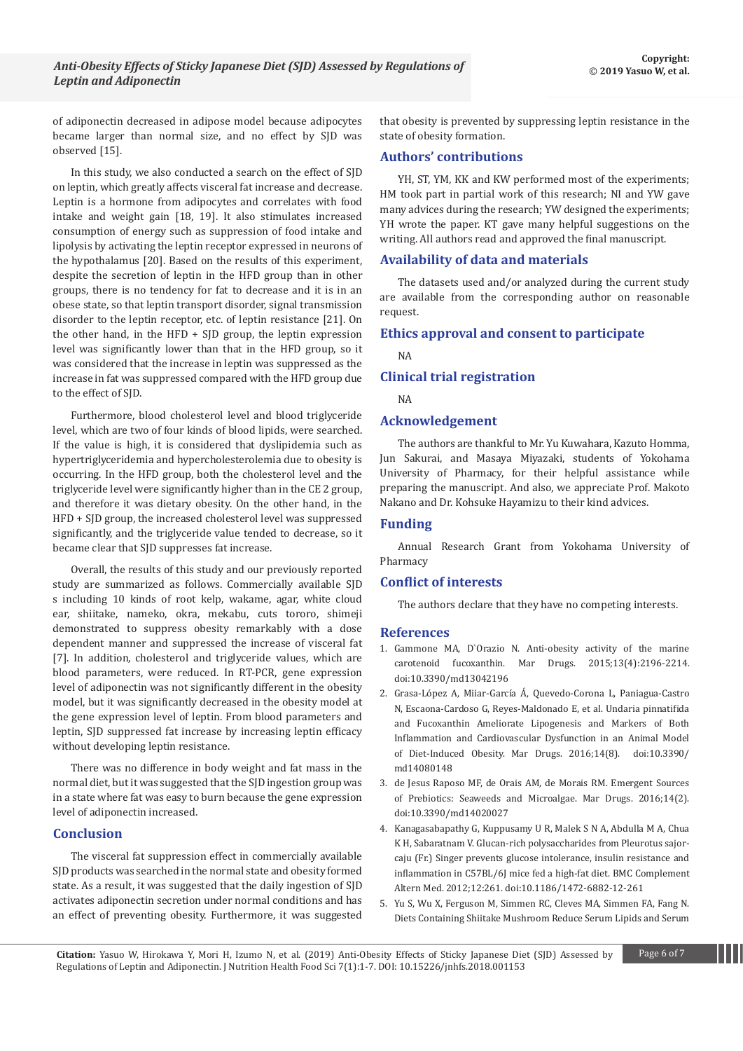of adiponectin decreased in adipose model because adipocytes became larger than normal size, and no effect by SJD was observed [15].

In this study, we also conducted a search on the effect of SJD on leptin, which greatly affects visceral fat increase and decrease. Leptin is a hormone from adipocytes and correlates with food intake and weight gain [18, 19]. It also stimulates increased consumption of energy such as suppression of food intake and lipolysis by activating the leptin receptor expressed in neurons of the hypothalamus [20]. Based on the results of this experiment, despite the secretion of leptin in the HFD group than in other groups, there is no tendency for fat to decrease and it is in an obese state, so that leptin transport disorder, signal transmission disorder to the leptin receptor, etc. of leptin resistance [21]. On the other hand, in the HFD + SJD group, the leptin expression level was significantly lower than that in the HFD group, so it was considered that the increase in leptin was suppressed as the increase in fat was suppressed compared with the HFD group due to the effect of SJD.

Furthermore, blood cholesterol level and blood triglyceride level, which are two of four kinds of blood lipids, were searched. If the value is high, it is considered that dyslipidemia such as hypertriglyceridemia and hypercholesterolemia due to obesity is occurring. In the HFD group, both the cholesterol level and the triglyceride level were significantly higher than in the CE 2 group, and therefore it was dietary obesity. On the other hand, in the HFD + SJD group, the increased cholesterol level was suppressed significantly, and the triglyceride value tended to decrease, so it became clear that SJD suppresses fat increase.

Overall, the results of this study and our previously reported study are summarized as follows. Commercially available SJD s including 10 kinds of root kelp, wakame, agar, white cloud ear, shiitake, nameko, okra, mekabu, cuts tororo, shimeji demonstrated to suppress obesity remarkably with a dose dependent manner and suppressed the increase of visceral fat [7]. In addition, cholesterol and triglyceride values, which are blood parameters, were reduced. In RT-PCR, gene expression level of adiponectin was not significantly different in the obesity model, but it was significantly decreased in the obesity model at the gene expression level of leptin. From blood parameters and leptin, SJD suppressed fat increase by increasing leptin efficacy without developing leptin resistance.

There was no difference in body weight and fat mass in the normal diet, but it was suggested that the SJD ingestion group was in a state where fat was easy to burn because the gene expression level of adiponectin increased.

## Conclusion

The visceral fat suppression effect in commercially available SJD products was searched in the normal state and obesity formed state. As a result, it was suggested that the daily ingestion of SJD activates adiponectin secretion under normal conditions and has an effect of preventing obesity. Furthermore, it was suggested that obesity is prevented by suppressing leptin resistance in the state of obesity formation.

## Authors' contributions

YH, ST, YM, KK and KW performed most of the experiments; HM took part in partial work of this research; NI and YW gave many advices during the research; YW designed the experiments; YH wrote the paper. KT gave many helpful suggestions on the writing. All authors read and approved the final manuscript.

## Availability of data and materials

The datasets used and/or analyzed during the current study are available from the corresponding author on reasonable request.

## Ethics approval and consent to participate

NA

## Clinical trial registration

NA

## Acknowledgement

The authors are thankful to Mr. Yu Kuwahara, Kazuto Homma, Jun Sakurai, and Masaya Miyazaki, students of Yokohama University of Pharmacy, for their helpful assistance while preparing the manuscript. And also, we appreciate Prof. Makoto Nakano and Dr. Kohsuke Hayamizu to their kind advices.

## Funding

Annual Research Grant from Yokohama University of Pharmacy

## Conflict of interests

The authors declare that they have no competing interests.

## References

1. Gammone MA, D`Orazio N. Anti-obesity activity of the marine carotenoid fucoxanthin. Mar Drugs. 2015;13(4):2196-2214. doi:10.3390/md13042196
2. Grasa-López A, Miiar-García Á, Quevedo-Corona L, Paniagua-Castro N, Escoana-Cardoso G, Reyes-Maldonado E, et al. Undaria pinnatifida and Fucoxanthin Ameliorate Lipogenesis and Markers of Both Inflammation and Cardiovascular Dysfunction in an Animal Model of Diet-Induced Obesity. Mar Drugs. 2016;14(8). doi:10.3390/md14080148
3. de Jesus Raposo MF, de Orais AM, de Morais RM. Emergent Sources of Prebiotics: Seaweeds and Microalgae. Mar Drugs. 2016;14(2). doi:10.3390/md14020027
4. Kanagasabapathy G, Kuppusamy U R, Malek S N A, Abdulla M A, Chua K H, Sabaratnam V. Glucan-rich polysaccharides from Pleurotus sajor-caju (Fr.) Singer prevents glucose intolerance, insulin resistance and inflammation in C57BL/6J mice fed a high-fat diet. BMC Complement Altern Med. 2012;12:261. doi:10.1186/1472-6882-12-261
5. Yu S, Wu X, Ferguson M, Simmen RC, Cleves MA, Simmen FA, Fang N. Diets Containing Shiitake Mushroom Reduce Serum Lipids and Serum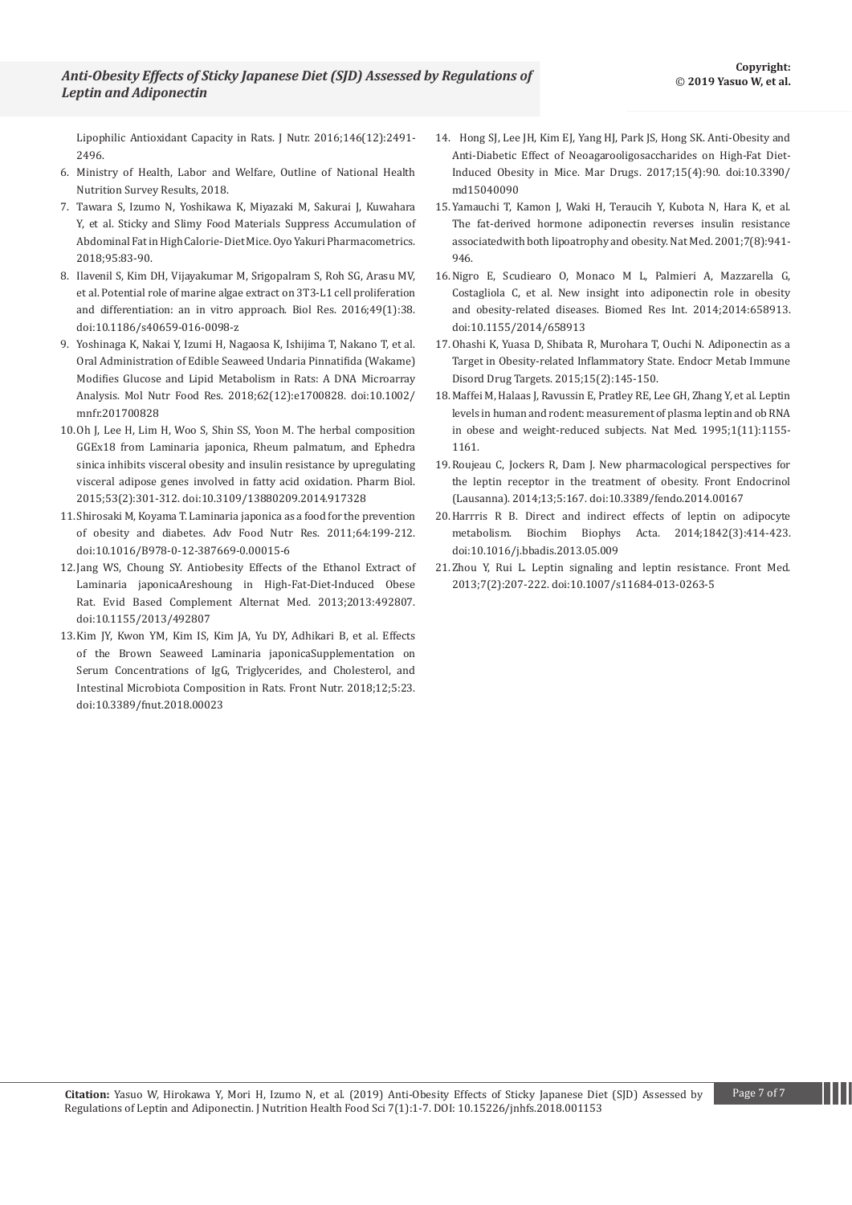Lipophilic Antioxidant Capacity in Rats. J Nutr. 2016;146(12):2491-2496.

6. Ministry of Health, Labor and Welfare, Outline of National Health Nutrition Survey Results, 2018.
7. Tawara S, Izumo N, Yoshikawa K, Miyazaki M, Sakurai J, Kuwahara Y, et al. Sticky and Slimy Food Materials Suppress Accumulation of Abdominal Fat in High Calorie- Diet Mice. Oyo Yakuri Pharmacometrics. 2018;95:83-90.
8. Ilavenil S, Kim DH, Vijayakumar M, Srigopalram S, Roh SG, Arasu MV, et al. Potential role of marine algae extract on 3T3-L1 cell proliferation and differentiation: an in vitro approach. Biol Res. 2016;49(1):38. doi:10.1186/s40659-016-0098-z
9. Yoshinaga K, Nakai Y, Izumi H, Nagaosa K, Ishijima T, Nakano T, et al. Oral Administration of Edible Seaweed Undaria Pinnatifida (Wakame) Modifies Glucose and Lipid Metabolism in Rats: A DNA Microarray Analysis. Mol Nutr Food Res. 2018;62(12):e1700828. doi:10.1002/mnfr.201700828
10. Oh J, Lee H, Lim H, Woo S, Shin SS, Yoon M. The herbal composition GGEx18 from Laminaria japonica, Rheum palmatum, and Ephedra sinica inhibits visceral obesity and insulin resistance by upregulating visceral adipose genes involved in fatty acid oxidation. Pharm Biol. 2015;53(2):301-312. doi:10.3109/13880209.2014.917328
11. Shirosaki M, Koyama T. Laminaria japonica as a food for the prevention of obesity and diabetes. Adv Food Nutr Res. 2011;64:199-212. doi:10.1016/B978-0-12-387669-0.00015-6
12. Jang WS, Choung SY. Antiobesity Effects of the Ethanol Extract of Laminaria japonicaAreshoung in High-Fat-Diet-Induced Obese Rat. Evid Based Complement Alternat Med. 2013;2013:492807. doi:10.1155/2013/492807
13. Kim JY, Kwon YM, Kim IS, Kim JA, Yu DY, Adhikari B, et al. Effects of the Brown Seaweed Laminaria japonicaSupplementation on Serum Concentrations of IgG, Triglycerides, and Cholesterol, and Intestinal Microbiota Composition in Rats. Front Nutr. 2018;12;5:23. doi:10.3389/fnut.2018.00023
14. Hong SJ, Lee JH, Kim EJ, Yang HJ, Park JS, Hong SK. Anti-Obesity and Anti-Diabetic Effect of Neoagarooligosaccharides on High-Fat Diet-Induced Obesity in Mice. Mar Drugs. 2017;15(4):90. doi:10.3390/md15040090
15. Yamauchi T, Kamon J, Waki H, Teraucih Y, Kubota N, Hara K, et al. The fat-derived hormone adiponectin reverses insulin resistance associatedwith both lipoatrophy and obesity. Nat Med. 2001;7(8):941-946.
16. Nigro E, Scudiearo O, Monaco M L, Palmieri A, Mazzarella G, Costagliola C, et al. New insight into adiponectin role in obesity and obesity-related diseases. Biomed Res Int. 2014;2014:658913. doi:10.1155/2014/658913
17. Ohashi K, Yuasa D, Shibata R, Murohara T, Ouchi N. Adiponectin as a Target in Obesity-related Inflammatory State. Endocr Metab Immune Disord Drug Targets. 2015;15(2):145-150.
18. Maffei M, Halaas J, Ravussin E, Pratley RE, Lee GH, Zhang Y, et al. Leptin levels in human and rodent: measurement of plasma leptin and ob RNA in obese and weight-reduced subjects. Nat Med. 1995;1(11):1155-1161.
19. Roujeau C, Jockers R, Dam J. New pharmacological perspectives for the leptin receptor in the treatment of obesity. Front Endocrinol (Lausanna). 2014;13;5:167. doi:10.3389/fendo.2014.00167
20. Harrris R B. Direct and indirect effects of leptin on adipocyte metabolism. Biochim Biophys Acta. 2014;1842(3):414-423. doi:10.1016/j.bbadis.2013.05.009
21. Zhou Y, Rui L. Leptin signaling and leptin resistance. Front Med. 2013;7(2):207-222. doi:10.1007/s11684-013-0263-5